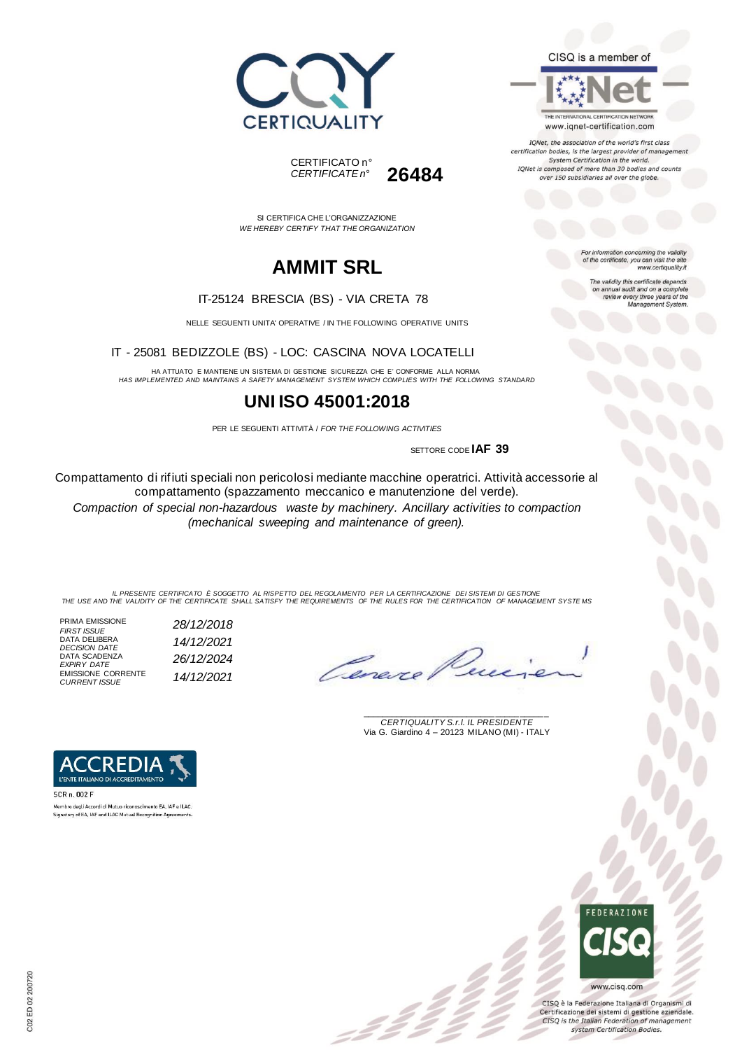CERTIQUALITY

CERTIFICATO n°
*CERTIFICATE n°* **26484**

CISQ is a member of

IQNet

THE INTERNATIONAL CERTIFICATION NETWORK
www.iqnet-certification.com

*IQNet, the association of the world's first class certification bodies, is the largest provider of management System Certification in the world. IQNet is composed of more than 30 bodies and counts over 150 subsidiaries all over the globe.*

*For information concerning the validity of the certificate, you can visit the site www.certiquality.it*

*The validity this certificate depends on annual audit and on a complete review every three years of the Management System.*

SI CERTIFICA CHE L'ORGANIZZAZIONE
*WE HEREBY CERTIFY THAT THE ORGANIZATION*

# AMMIT SRL

IT-25124 BRESCIA (BS) - VIA CRETA 78

NELLE SEGUENTI UNITA' OPERATIVE / IN THE FOLLOWING OPERATIVE UNITS

IT - 25081 BEDIZZOLE (BS) - LOC: CASCINA NOVA LOCATELLI

HA ATTUATO E MANTIENE UN SISTEMA DI GESTIONE SICUREZZA CHE E' CONFORME ALLA NORMA
*HAS IMPLEMENTED AND MAINTAINS A SAFETY MANAGEMENT SYSTEM WHICH COMPLIES WITH THE FOLLOWING STANDARD*

# UNI ISO 45001:2018

PER LE SEGUENTI ATTIVITÀ / *FOR THE FOLLOWING ACTIVITIES*

SETTORE CODE **IAF 39**

Compattamento di rifiuti speciali non pericolosi mediante macchine operatrici. Attività accessorie al compattamento (spazzamento meccanico e manutenzione del verde).
*Compaction of special non-hazardous waste by machinery. Ancillary activities to compaction (mechanical sweeping and maintenance of green).*

*IL PRESENTE CERTIFICATO È SOGGETTO AL RISPETTO DEL REGOLAMENTO PER LA CERTIFICAZIONE DEI SISTEMI DI GESTIONE*
*THE USE AND THE VALIDITY OF THE CERTIFICATE SHALL SATISFY THE REQUIREMENTS OF THE RULES FOR THE CERTIFICATION OF MANAGEMENT SYSTEMS*

| | |
|---|---|
| PRIMA EMISSIONE *FIRST ISSUE* | *28/12/2018* |
| DATA DELIBERA *DECISION DATE* | *14/12/2021* |
| DATA SCADENZA *EXPIRY DATE* | *26/12/2024* |
| EMISSIONE CORRENTE *CURRENT ISSUE* | *14/12/2021* |

*CERTIQUALITY S.r.l. IL PRESIDENTE*
Via G. Giardino 4 – 20123 MILANO (MI) - ITALY

ACCREDIA
L'ENTE ITALIANO DI ACCREDITAMENTO

SCR n. 002 F

Membro degli Accordi di Mutuo riconoscimento EA, IAF e ILAC.
Signatory of EA, IAF and ILAC Mutual Recognition Agreements.

FEDERAZIONE CISQ

www.cisq.com

CISQ è la Federazione Italiana di Organismi di Certificazione dei sistemi di gestione aziendale.
*CISQ is the Italian Federation of management system Certification Bodies.*

C02 ED 02 200720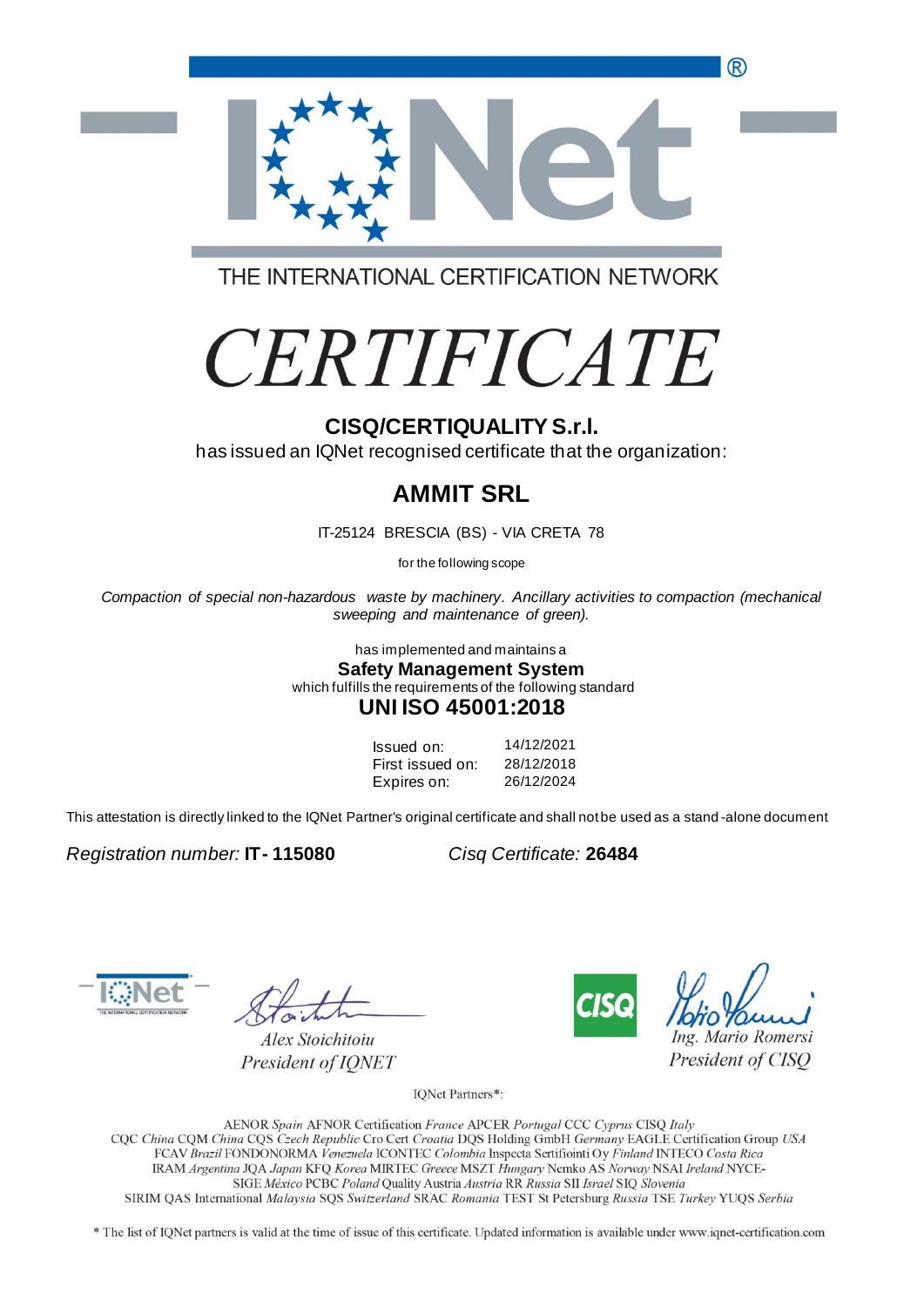THE INTERNATIONAL CERTIFICATION NETWORK

# CERTIFICATE

## CISQ/CERTIQUALITY S.r.l.

has issued an IQNet recognised certificate that the organization:

## AMMIT SRL

IT-25124 BRESCIA (BS) - VIA CRETA 78

for the following scope

*Compaction of special non-hazardous waste by machinery. Ancillary activities to compaction (mechanical sweeping and maintenance of green).*

has implemented and maintains a

**Safety Management System**

which fulfills the requirements of the following standard

## UNI ISO 45001:2018

| | |
|---|---|
| Issued on: | 14/12/2021 |
| First issued on: | 28/12/2018 |
| Expires on: | 26/12/2024 |

This attestation is directly linked to the IQNet Partner's original certificate and shall not be used as a stand-alone document

*Registration number:* **IT - 115080** *Cisq Certificate:* **26484**

*Alex Stoichitoiu*
*President of IQNET*

*Ing. Mario Romersi*
*President of CISQ*

IQNet Partners*:

AENOR *Spain* AFNOR Certification *France* APCER *Portugal* CCC *Cyprus* CISQ *Italy*
CQC *China* CQM *China* CQS *Czech Republic* Cro Cert *Croatia* DQS Holding GmbH *Germany* EAGLE Certification Group *USA*
FCAV *Brazil* FONDONORMA *Venezuela* ICONTEC *Colombia* Inspecta Sertifiointi Oy *Finland* INTECO *Costa Rica*
IRAM *Argentina* JQA *Japan* KFQ *Korea* MIRTEC *Greece* MSZT *Hungary* Nemko AS *Norway* NSAI *Ireland* NYCE-SIGE *México* PCBC *Poland* Quality Austria *Austria* RR *Russia* SII *Israel* SIQ *Slovenia*
SIRIM QAS International *Malaysia* SQS *Switzerland* SRAC *Romania* TEST St Petersburg *Russia* TSE *Turkey* YUQS *Serbia*

\* The list of IQNet partners is valid at the time of issue of this certificate. Updated information is available under www.iqnet-certification.com